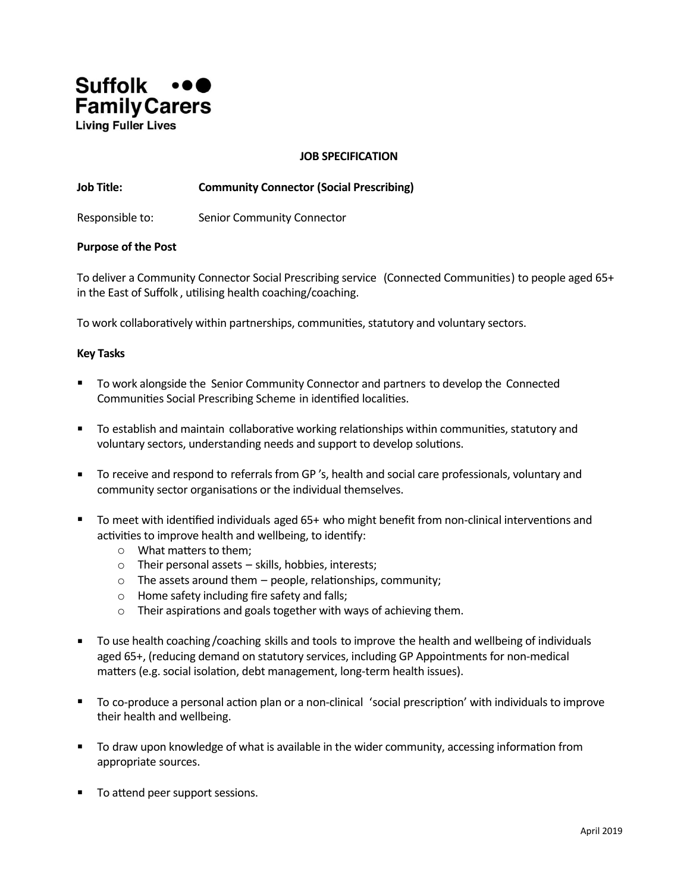**Suffolk Family Carers**
**Living Fuller Lives**

# JOB SPECIFICATION

**Job Title:** **Community Connector (Social Prescribing)**

Responsible to: Senior Community Connector

**Purpose of the Post**

To deliver a Community Connector Social Prescribing service (Connected Communities) to people aged 65+ in the East of Suffolk, utilising health coaching/coaching.

To work collaboratively within partnerships, communities, statutory and voluntary sectors.

**Key Tasks**

- To work alongside the Senior Community Connector and partners to develop the Connected Communities Social Prescribing Scheme in identified localities.

- To establish and maintain collaborative working relationships within communities, statutory and voluntary sectors, understanding needs and support to develop solutions.

- To receive and respond to referrals from GP's, health and social care professionals, voluntary and community sector organisations or the individual themselves.

- To meet with identified individuals aged 65+ who might benefit from non-clinical interventions and activities to improve health and wellbeing, to identify:
  - What matters to them;
  - Their personal assets – skills, hobbies, interests;
  - The assets around them – people, relationships, community;
  - Home safety including fire safety and falls;
  - Their aspirations and goals together with ways of achieving them.

- To use health coaching/coaching skills and tools to improve the health and wellbeing of individuals aged 65+, (reducing demand on statutory services, including GP Appointments for non-medical matters (e.g. social isolation, debt management, long-term health issues).

- To co-produce a personal action plan or a non-clinical 'social prescription' with individuals to improve their health and wellbeing.

- To draw upon knowledge of what is available in the wider community, accessing information from appropriate sources.

- To attend peer support sessions.

April 2019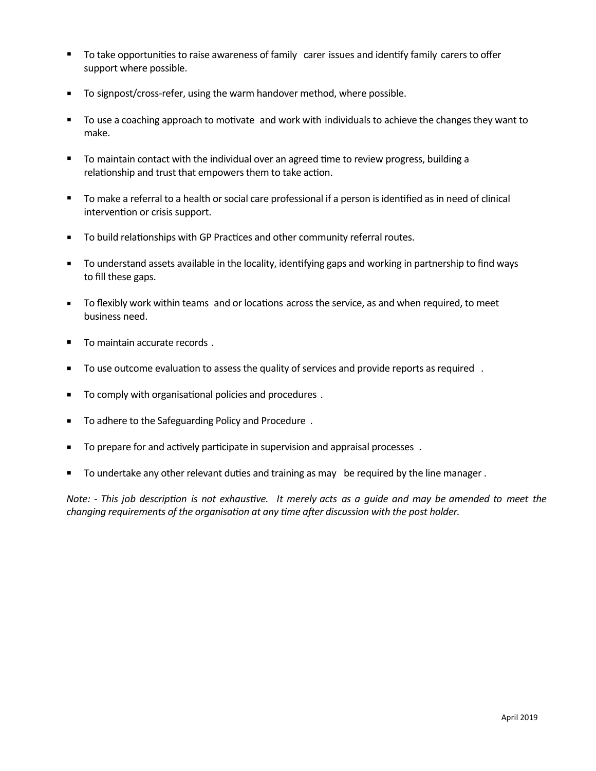- To take opportunities to raise awareness of family carer issues and identify family carers to offer support where possible.
- To signpost/cross-refer, using the warm handover method, where possible.
- To use a coaching approach to motivate and work with individuals to achieve the changes they want to make.
- To maintain contact with the individual over an agreed time to review progress, building a relationship and trust that empowers them to take action.
- To make a referral to a health or social care professional if a person is identified as in need of clinical intervention or crisis support.
- To build relationships with GP Practices and other community referral routes.
- To understand assets available in the locality, identifying gaps and working in partnership to find ways to fill these gaps.
- To flexibly work within teams and or locations across the service, as and when required, to meet business need.
- To maintain accurate records.
- To use outcome evaluation to assess the quality of services and provide reports as required.
- To comply with organisational policies and procedures.
- To adhere to the Safeguarding Policy and Procedure.
- To prepare for and actively participate in supervision and appraisal processes.
- To undertake any other relevant duties and training as may be required by the line manager.

*Note: - This job description is not exhaustive. It merely acts as a guide and may be amended to meet the changing requirements of the organisation at any time after discussion with the post holder.*

April 2019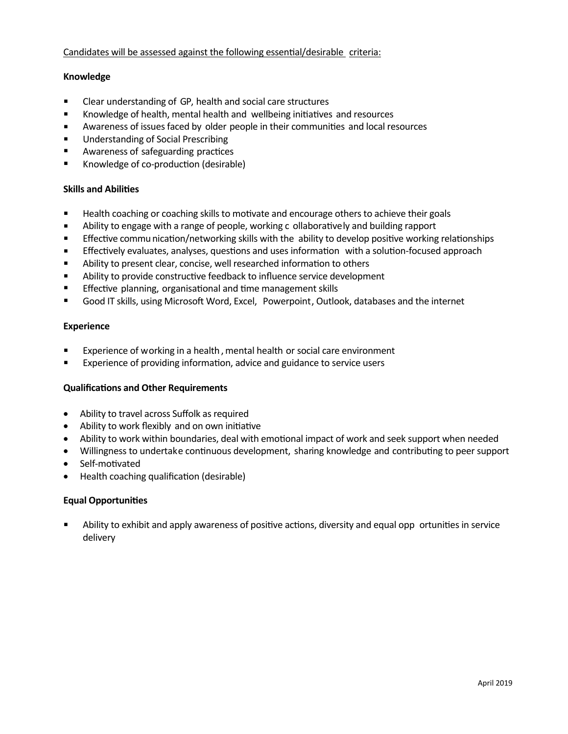Candidates will be assessed against the following essential/desirable criteria:

**Knowledge**

- Clear understanding of GP, health and social care structures
- Knowledge of health, mental health and wellbeing initiatives and resources
- Awareness of issues faced by older people in their communities and local resources
- Understanding of Social Prescribing
- Awareness of safeguarding practices
- Knowledge of co-production (desirable)

**Skills and Abilities**

- Health coaching or coaching skills to motivate and encourage others to achieve their goals
- Ability to engage with a range of people, working collaboratively and building rapport
- Effective communication/networking skills with the ability to develop positive working relationships
- Effectively evaluates, analyses, questions and uses information with a solution-focused approach
- Ability to present clear, concise, well researched information to others
- Ability to provide constructive feedback to influence service development
- Effective planning, organisational and time management skills
- Good IT skills, using Microsoft Word, Excel, Powerpoint, Outlook, databases and the internet

**Experience**

- Experience of working in a health, mental health or social care environment
- Experience of providing information, advice and guidance to service users

**Qualifications and Other Requirements**

- Ability to travel across Suffolk as required
- Ability to work flexibly and on own initiative
- Ability to work within boundaries, deal with emotional impact of work and seek support when needed
- Willingness to undertake continuous development, sharing knowledge and contributing to peer support
- Self-motivated
- Health coaching qualification (desirable)

**Equal Opportunities**

- Ability to exhibit and apply awareness of positive actions, diversity and equal opportunities in service delivery

April 2019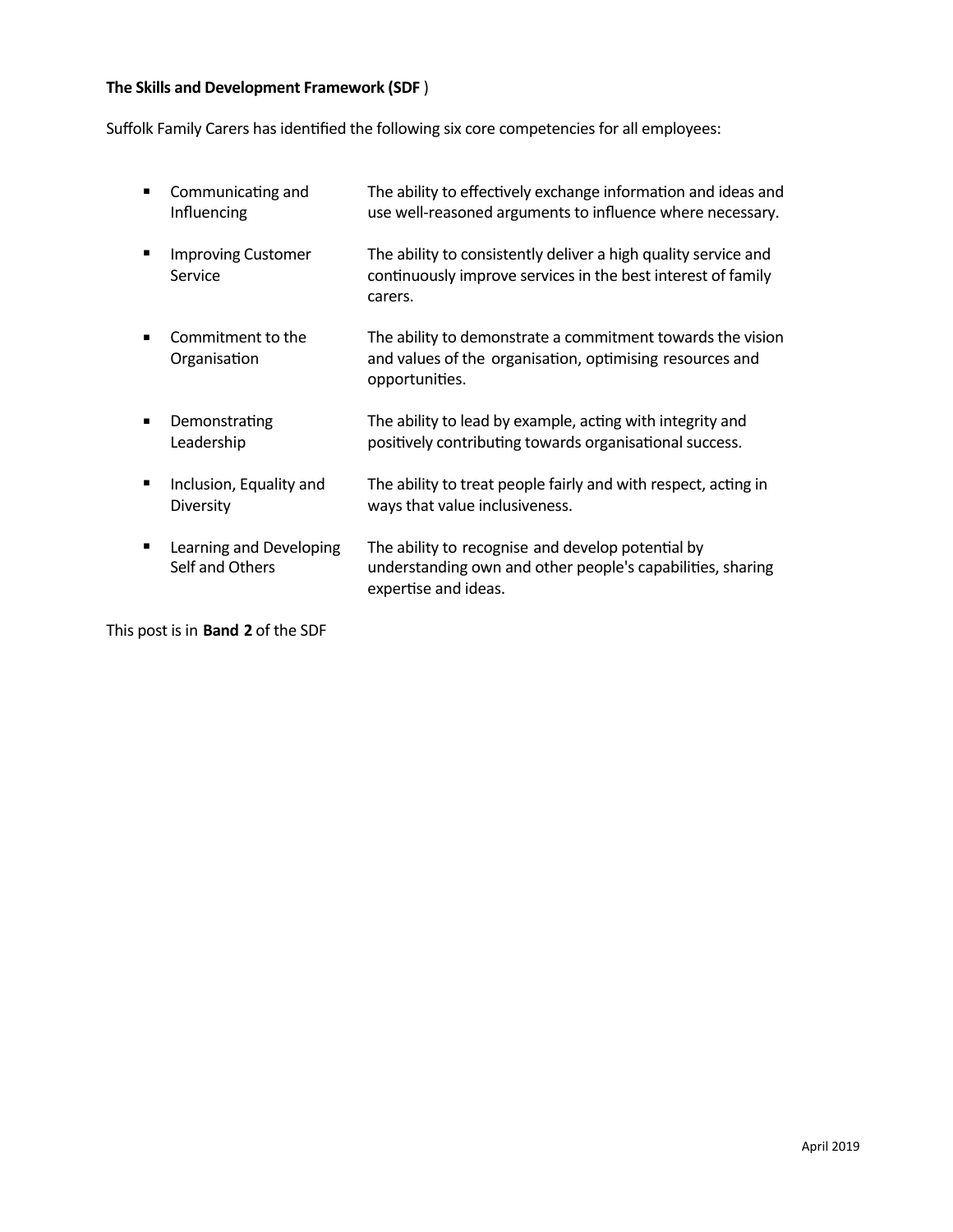**The Skills and Development Framework (SDF )**

Suffolk Family Carers has identified the following six core competencies for all employees:

| | |
|---|---|
| Communicating and Influencing | The ability to effectively exchange information and ideas and use well-reasoned arguments to influence where necessary. |
| Improving Customer Service | The ability to consistently deliver a high quality service and continuously improve services in the best interest of family carers. |
| Commitment to the Organisation | The ability to demonstrate a commitment towards the vision and values of the organisation, optimising resources and opportunities. |
| Demonstrating Leadership | The ability to lead by example, acting with integrity and positively contributing towards organisational success. |
| Inclusion, Equality and Diversity | The ability to treat people fairly and with respect, acting in ways that value inclusiveness. |
| Learning and Developing Self and Others | The ability to recognise and develop potential by understanding own and other people's capabilities, sharing expertise and ideas. |

This post is in **Band 2** of the SDF

April 2019